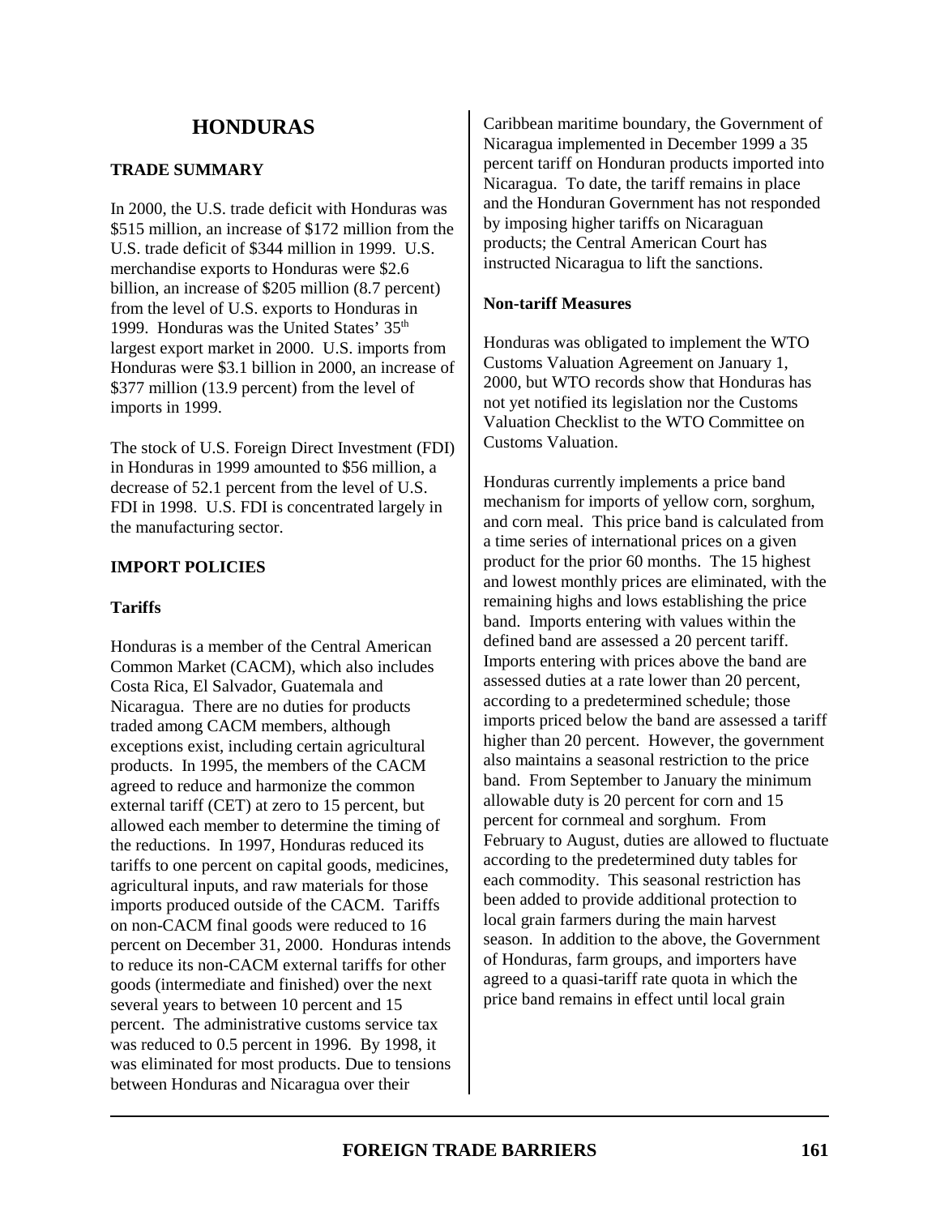# HONDURAS

## TRADE SUMMARY

In 2000, the U.S. trade deficit with Honduras was \$515 million, an increase of \$172 million from the U.S. trade deficit of \$344 million in 1999. U.S. merchandise exports to Honduras were \$2.6 billion, an increase of \$205 million (8.7 percent) from the level of U.S. exports to Honduras in 1999. Honduras was the United States' 35th largest export market in 2000. U.S. imports from Honduras were \$3.1 billion in 2000, an increase of \$377 million (13.9 percent) from the level of imports in 1999.

The stock of U.S. Foreign Direct Investment (FDI) in Honduras in 1999 amounted to \$56 million, a decrease of 52.1 percent from the level of U.S. FDI in 1998. U.S. FDI is concentrated largely in the manufacturing sector.

## IMPORT POLICIES

### Tariffs

Honduras is a member of the Central American Common Market (CACM), which also includes Costa Rica, El Salvador, Guatemala and Nicaragua. There are no duties for products traded among CACM members, although exceptions exist, including certain agricultural products. In 1995, the members of the CACM agreed to reduce and harmonize the common external tariff (CET) at zero to 15 percent, but allowed each member to determine the timing of the reductions. In 1997, Honduras reduced its tariffs to one percent on capital goods, medicines, agricultural inputs, and raw materials for those imports produced outside of the CACM. Tariffs on non-CACM final goods were reduced to 16 percent on December 31, 2000. Honduras intends to reduce its non-CACM external tariffs for other goods (intermediate and finished) over the next several years to between 10 percent and 15 percent. The administrative customs service tax was reduced to 0.5 percent in 1996. By 1998, it was eliminated for most products. Due to tensions between Honduras and Nicaragua over their Caribbean maritime boundary, the Government of Nicaragua implemented in December 1999 a 35 percent tariff on Honduran products imported into Nicaragua. To date, the tariff remains in place and the Honduran Government has not responded by imposing higher tariffs on Nicaraguan products; the Central American Court has instructed Nicaragua to lift the sanctions.

### Non-tariff Measures

Honduras was obligated to implement the WTO Customs Valuation Agreement on January 1, 2000, but WTO records show that Honduras has not yet notified its legislation nor the Customs Valuation Checklist to the WTO Committee on Customs Valuation.

Honduras currently implements a price band mechanism for imports of yellow corn, sorghum, and corn meal. This price band is calculated from a time series of international prices on a given product for the prior 60 months. The 15 highest and lowest monthly prices are eliminated, with the remaining highs and lows establishing the price band. Imports entering with values within the defined band are assessed a 20 percent tariff. Imports entering with prices above the band are assessed duties at a rate lower than 20 percent, according to a predetermined schedule; those imports priced below the band are assessed a tariff higher than 20 percent. However, the government also maintains a seasonal restriction to the price band. From September to January the minimum allowable duty is 20 percent for corn and 15 percent for cornmeal and sorghum. From February to August, duties are allowed to fluctuate according to the predetermined duty tables for each commodity. This seasonal restriction has been added to provide additional protection to local grain farmers during the main harvest season. In addition to the above, the Government of Honduras, farm groups, and importers have agreed to a quasi-tariff rate quota in which the price band remains in effect until local grain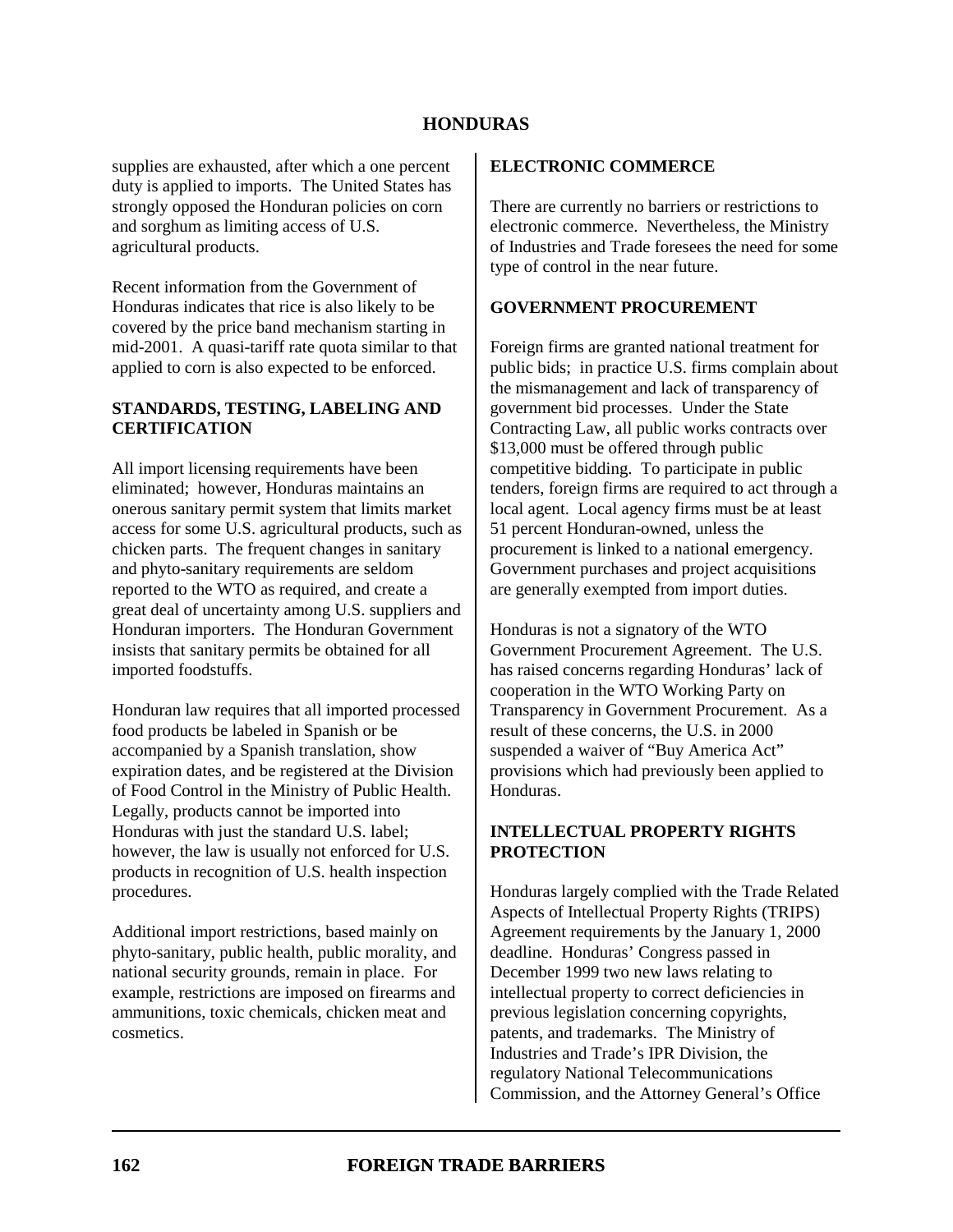supplies are exhausted, after which a one percent duty is applied to imports. The United States has strongly opposed the Honduran policies on corn and sorghum as limiting access of U.S. agricultural products.

Recent information from the Government of Honduras indicates that rice is also likely to be covered by the price band mechanism starting in mid-2001. A quasi-tariff rate quota similar to that applied to corn is also expected to be enforced.

## STANDARDS, TESTING, LABELING AND CERTIFICATION

All import licensing requirements have been eliminated; however, Honduras maintains an onerous sanitary permit system that limits market access for some U.S. agricultural products, such as chicken parts. The frequent changes in sanitary and phyto-sanitary requirements are seldom reported to the WTO as required, and create a great deal of uncertainty among U.S. suppliers and Honduran importers. The Honduran Government insists that sanitary permits be obtained for all imported foodstuffs.

Honduran law requires that all imported processed food products be labeled in Spanish or be accompanied by a Spanish translation, show expiration dates, and be registered at the Division of Food Control in the Ministry of Public Health. Legally, products cannot be imported into Honduras with just the standard U.S. label; however, the law is usually not enforced for U.S. products in recognition of U.S. health inspection procedures.

Additional import restrictions, based mainly on phyto-sanitary, public health, public morality, and national security grounds, remain in place. For example, restrictions are imposed on firearms and ammunitions, toxic chemicals, chicken meat and cosmetics.

## ELECTRONIC COMMERCE

There are currently no barriers or restrictions to electronic commerce. Nevertheless, the Ministry of Industries and Trade foresees the need for some type of control in the near future.

## GOVERNMENT PROCUREMENT

Foreign firms are granted national treatment for public bids; in practice U.S. firms complain about the mismanagement and lack of transparency of government bid processes. Under the State Contracting Law, all public works contracts over $13,000 must be offered through public competitive bidding. To participate in public tenders, foreign firms are required to act through a local agent. Local agency firms must be at least 51 percent Honduran-owned, unless the procurement is linked to a national emergency. Government purchases and project acquisitions are generally exempted from import duties.

Honduras is not a signatory of the WTO Government Procurement Agreement. The U.S. has raised concerns regarding Honduras' lack of cooperation in the WTO Working Party on Transparency in Government Procurement. As a result of these concerns, the U.S. in 2000 suspended a waiver of "Buy America Act" provisions which had previously been applied to Honduras.

## INTELLECTUAL PROPERTY RIGHTS PROTECTION

Honduras largely complied with the Trade Related Aspects of Intellectual Property Rights (TRIPS) Agreement requirements by the January 1, 2000 deadline. Honduras' Congress passed in December 1999 two new laws relating to intellectual property to correct deficiencies in previous legislation concerning copyrights, patents, and trademarks. The Ministry of Industries and Trade's IPR Division, the regulatory National Telecommunications Commission, and the Attorney General's Office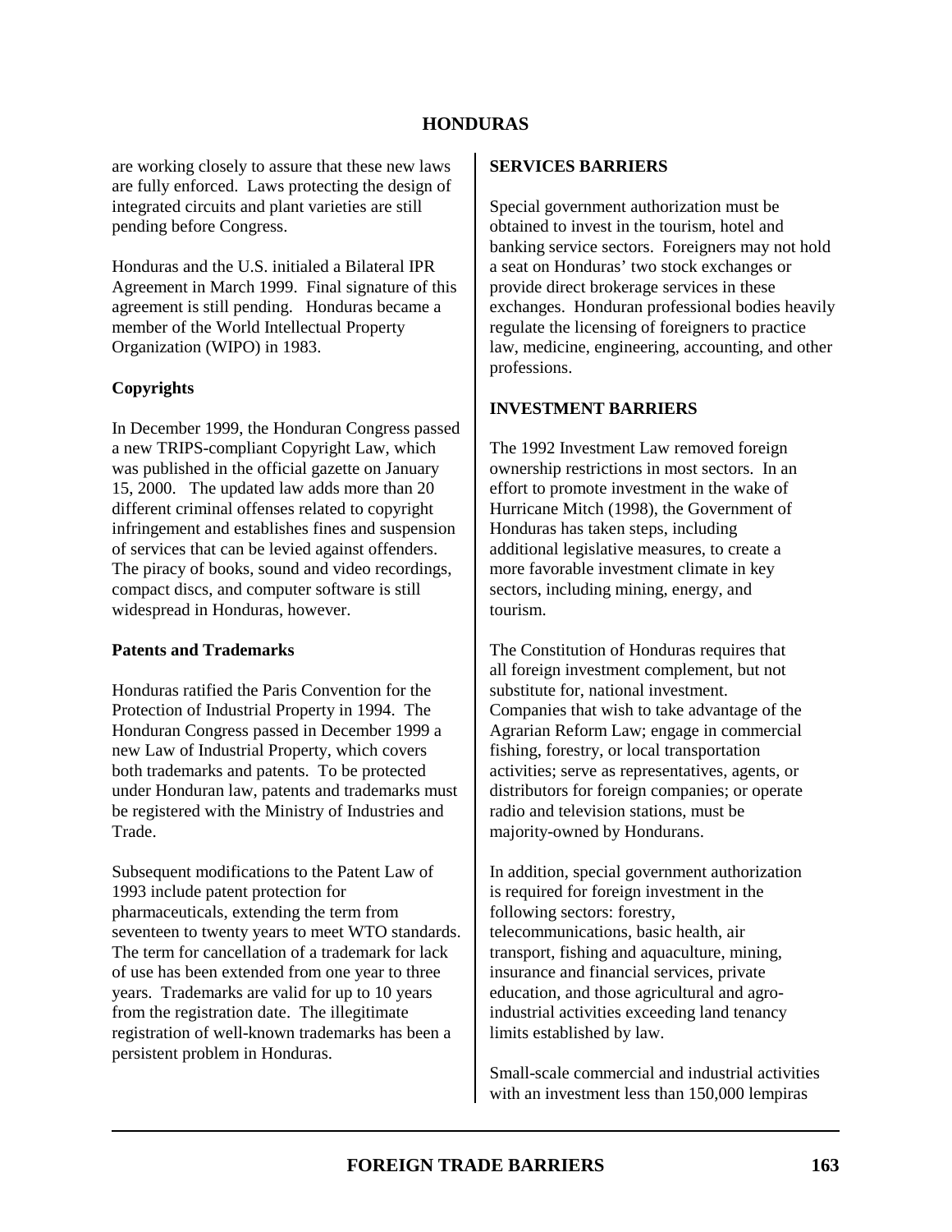are working closely to assure that these new laws are fully enforced. Laws protecting the design of integrated circuits and plant varieties are still pending before Congress.

Honduras and the U.S. initialed a Bilateral IPR Agreement in March 1999. Final signature of this agreement is still pending. Honduras became a member of the World Intellectual Property Organization (WIPO) in 1983.

### Copyrights

In December 1999, the Honduran Congress passed a new TRIPS-compliant Copyright Law, which was published in the official gazette on January 15, 2000. The updated law adds more than 20 different criminal offenses related to copyright infringement and establishes fines and suspension of services that can be levied against offenders. The piracy of books, sound and video recordings, compact discs, and computer software is still widespread in Honduras, however.

### Patents and Trademarks

Honduras ratified the Paris Convention for the Protection of Industrial Property in 1994. The Honduran Congress passed in December 1999 a new Law of Industrial Property, which covers both trademarks and patents. To be protected under Honduran law, patents and trademarks must be registered with the Ministry of Industries and Trade.

Subsequent modifications to the Patent Law of 1993 include patent protection for pharmaceuticals, extending the term from seventeen to twenty years to meet WTO standards. The term for cancellation of a trademark for lack of use has been extended from one year to three years. Trademarks are valid for up to 10 years from the registration date. The illegitimate registration of well-known trademarks has been a persistent problem in Honduras.

## SERVICES BARRIERS

Special government authorization must be obtained to invest in the tourism, hotel and banking service sectors. Foreigners may not hold a seat on Honduras' two stock exchanges or provide direct brokerage services in these exchanges. Honduran professional bodies heavily regulate the licensing of foreigners to practice law, medicine, engineering, accounting, and other professions.

## INVESTMENT BARRIERS

The 1992 Investment Law removed foreign ownership restrictions in most sectors. In an effort to promote investment in the wake of Hurricane Mitch (1998), the Government of Honduras has taken steps, including additional legislative measures, to create a more favorable investment climate in key sectors, including mining, energy, and tourism.

The Constitution of Honduras requires that all foreign investment complement, but not substitute for, national investment. Companies that wish to take advantage of the Agrarian Reform Law; engage in commercial fishing, forestry, or local transportation activities; serve as representatives, agents, or distributors for foreign companies; or operate radio and television stations, must be majority-owned by Hondurans.

In addition, special government authorization is required for foreign investment in the following sectors: forestry, telecommunications, basic health, air transport, fishing and aquaculture, mining, insurance and financial services, private education, and those agricultural and agro-industrial activities exceeding land tenancy limits established by law.

Small-scale commercial and industrial activities with an investment less than 150,000 lempiras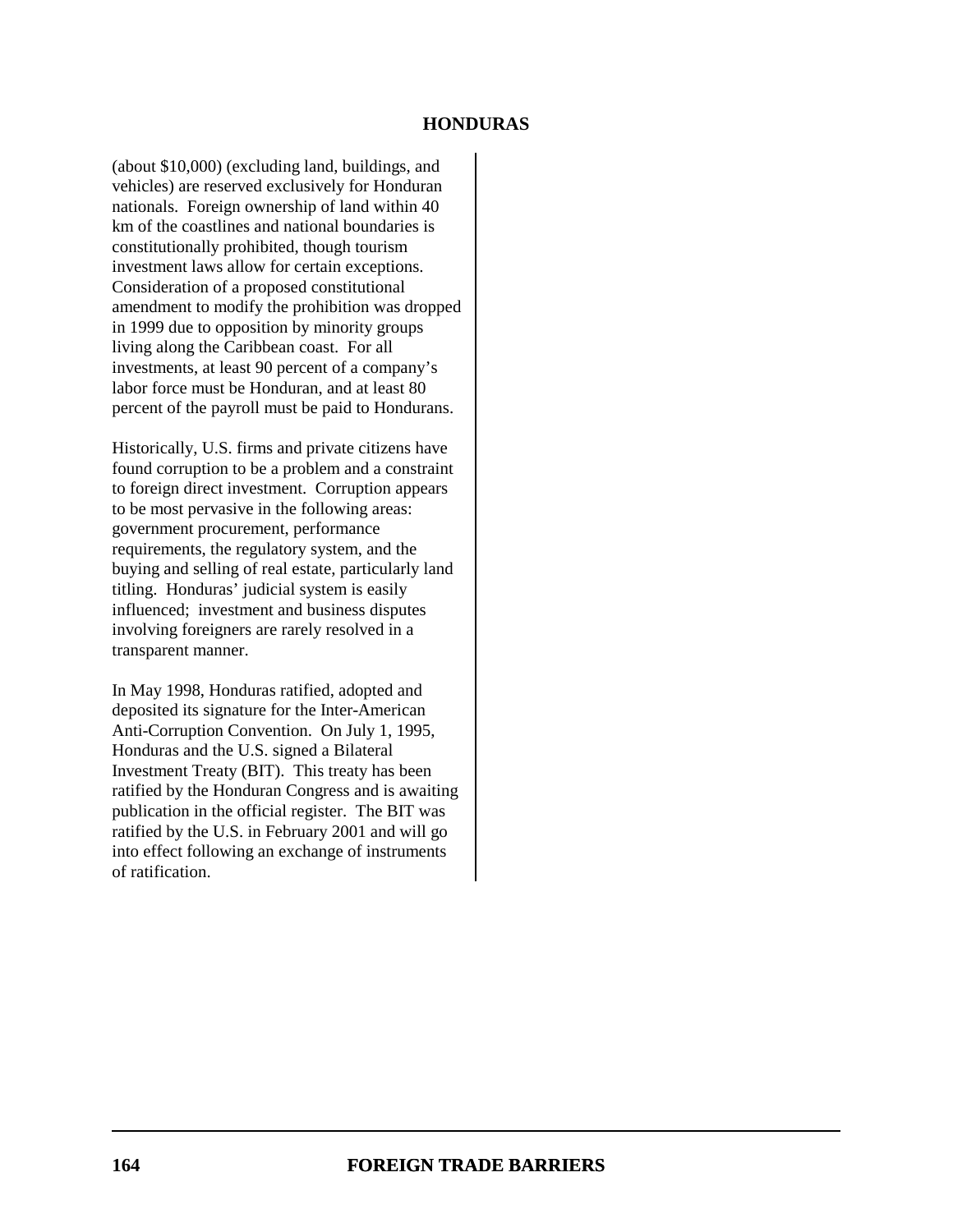(about $10,000) (excluding land, buildings, and vehicles) are reserved exclusively for Honduran nationals. Foreign ownership of land within 40 km of the coastlines and national boundaries is constitutionally prohibited, though tourism investment laws allow for certain exceptions. Consideration of a proposed constitutional amendment to modify the prohibition was dropped in 1999 due to opposition by minority groups living along the Caribbean coast. For all investments, at least 90 percent of a company's labor force must be Honduran, and at least 80 percent of the payroll must be paid to Hondurans.

Historically, U.S. firms and private citizens have found corruption to be a problem and a constraint to foreign direct investment. Corruption appears to be most pervasive in the following areas: government procurement, performance requirements, the regulatory system, and the buying and selling of real estate, particularly land titling. Honduras' judicial system is easily influenced; investment and business disputes involving foreigners are rarely resolved in a transparent manner.

In May 1998, Honduras ratified, adopted and deposited its signature for the Inter-American Anti-Corruption Convention. On July 1, 1995, Honduras and the U.S. signed a Bilateral Investment Treaty (BIT). This treaty has been ratified by the Honduran Congress and is awaiting publication in the official register. The BIT was ratified by the U.S. in February 2001 and will go into effect following an exchange of instruments of ratification.